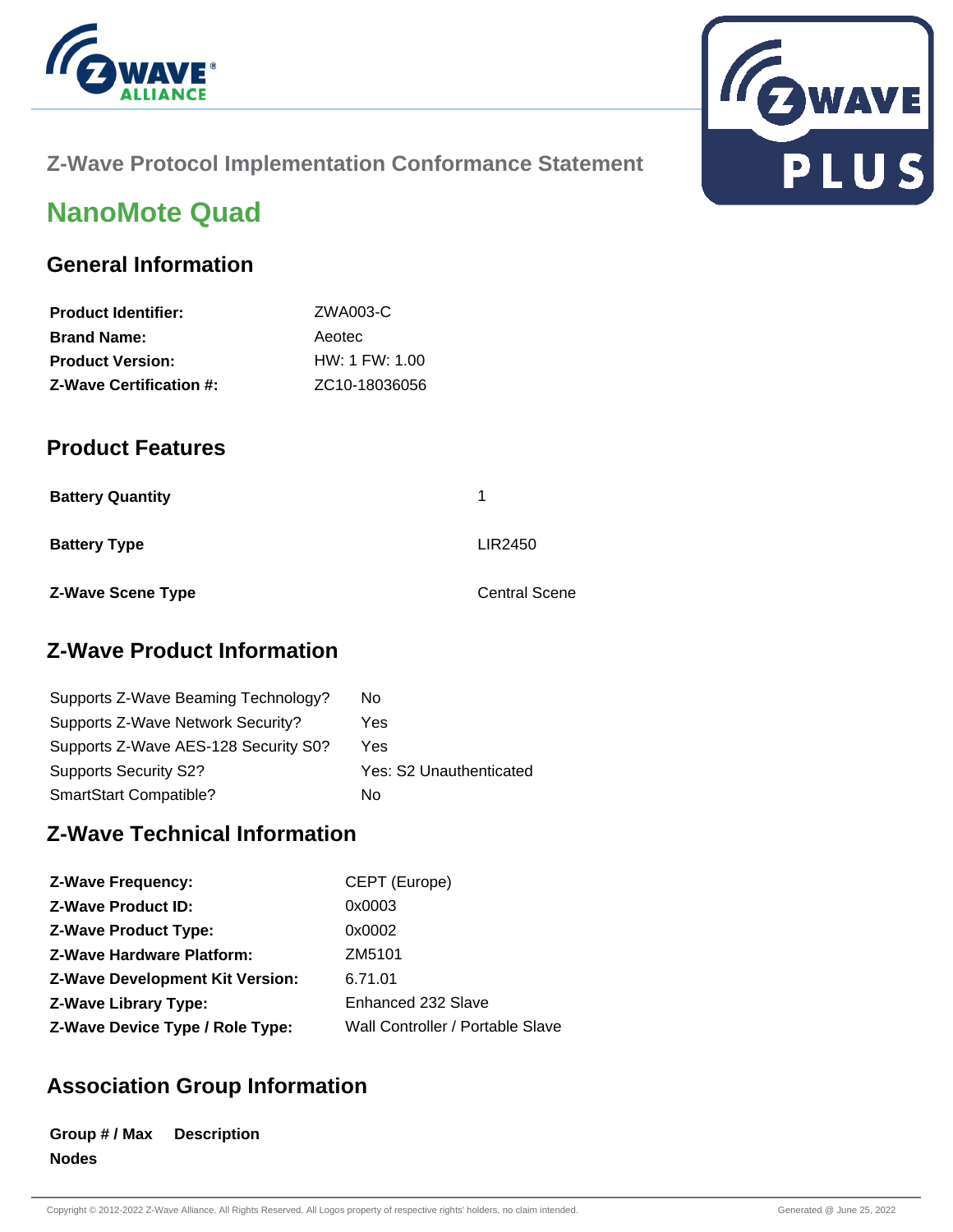## Z-Wave Protocol Implementation Conformance Statement

# NanoMote Quad

## General Information

| | |
|---|---|
| **Product Identifier:** | ZWA003-C |
| **Brand Name:** | Aeotec |
| **Product Version:** | HW: 1 FW: 1.00 |
| **Z-Wave Certification #:** | ZC10-18036056 |

## Product Features

| | |
|---|---|
| **Battery Quantity** | 1 |
| **Battery Type** | LIR2450 |
| **Z-Wave Scene Type** | Central Scene |

## Z-Wave Product Information

| | |
|---|---|
| Supports Z-Wave Beaming Technology? | No |
| Supports Z-Wave Network Security? | Yes |
| Supports Z-Wave AES-128 Security S0? | Yes |
| Supports Security S2? | Yes: S2 Unauthenticated |
| SmartStart Compatible? | No |

## Z-Wave Technical Information

| | |
|---|---|
| **Z-Wave Frequency:** | CEPT (Europe) |
| **Z-Wave Product ID:** | 0x0003 |
| **Z-Wave Product Type:** | 0x0002 |
| **Z-Wave Hardware Platform:** | ZM5101 |
| **Z-Wave Development Kit Version:** | 6.71.01 |
| **Z-Wave Library Type:** | Enhanced 232 Slave |
| **Z-Wave Device Type / Role Type:** | Wall Controller / Portable Slave |

## Association Group Information

| Group # / Max Nodes | Description |
|---|---|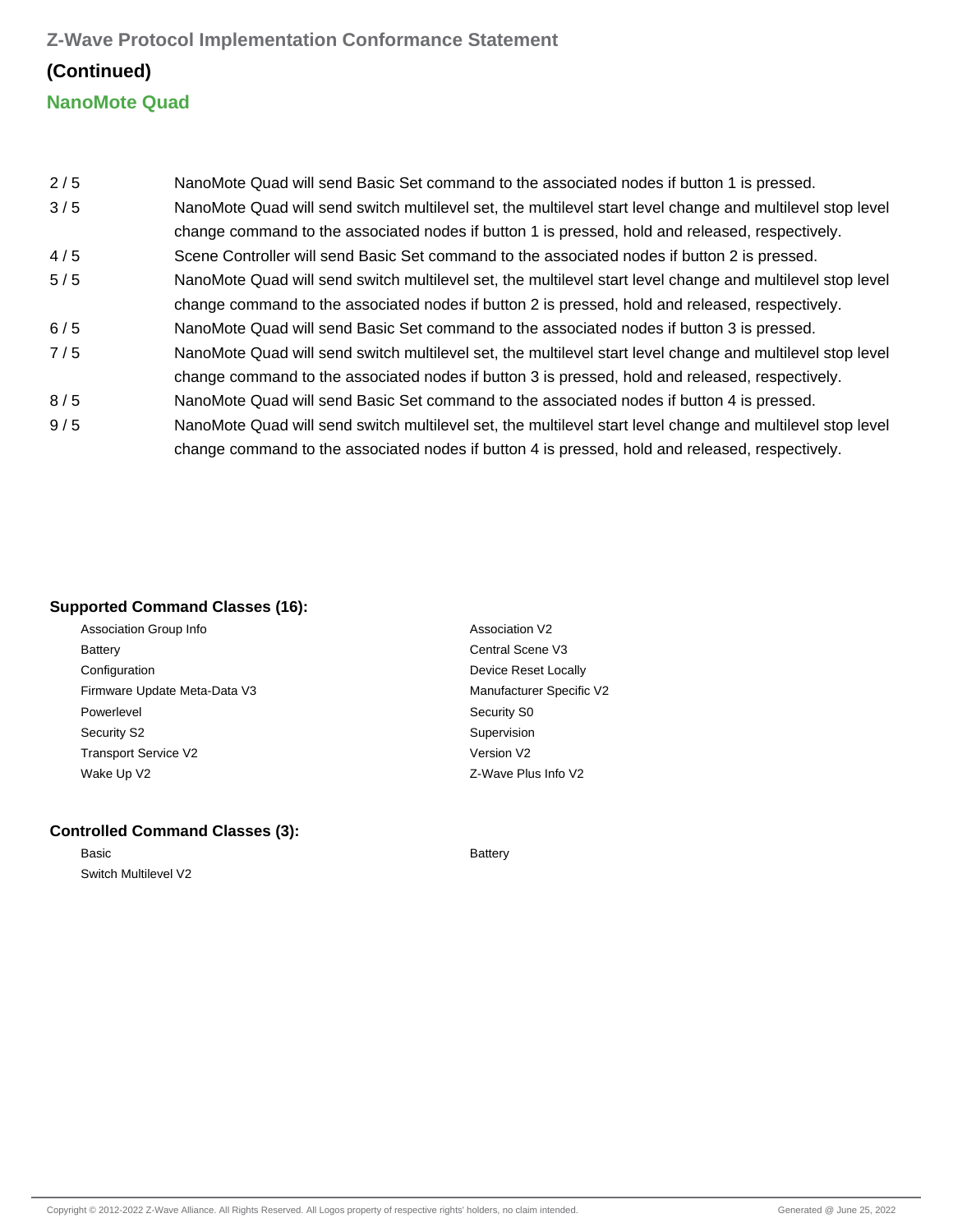# Z-Wave Protocol Implementation Conformance Statement

## (Continued)

## NanoMote Quad

| | |
|---|---|
| 2 / 5 | NanoMote Quad will send Basic Set command to the associated nodes if button 1 is pressed. |
| 3 / 5 | NanoMote Quad will send switch multilevel set, the multilevel start level change and multilevel stop level change command to the associated nodes if button 1 is pressed, hold and released, respectively. |
| 4 / 5 | Scene Controller will send Basic Set command to the associated nodes if button 2 is pressed. |
| 5 / 5 | NanoMote Quad will send switch multilevel set, the multilevel start level change and multilevel stop level change command to the associated nodes if button 2 is pressed, hold and released, respectively. |
| 6 / 5 | NanoMote Quad will send Basic Set command to the associated nodes if button 3 is pressed. |
| 7 / 5 | NanoMote Quad will send switch multilevel set, the multilevel start level change and multilevel stop level change command to the associated nodes if button 3 is pressed, hold and released, respectively. |
| 8 / 5 | NanoMote Quad will send Basic Set command to the associated nodes if button 4 is pressed. |
| 9 / 5 | NanoMote Quad will send switch multilevel set, the multilevel start level change and multilevel stop level change command to the associated nodes if button 4 is pressed, hold and released, respectively. |

### Supported Command Classes (16):

- Association Group Info
- Association V2
- Battery
- Central Scene V3
- Configuration
- Device Reset Locally
- Firmware Update Meta-Data V3
- Manufacturer Specific V2
- Powerlevel
- Security S0
- Security S2
- Supervision
- Transport Service V2
- Version V2
- Wake Up V2
- Z-Wave Plus Info V2

### Controlled Command Classes (3):

- Basic
- Battery
- Switch Multilevel V2